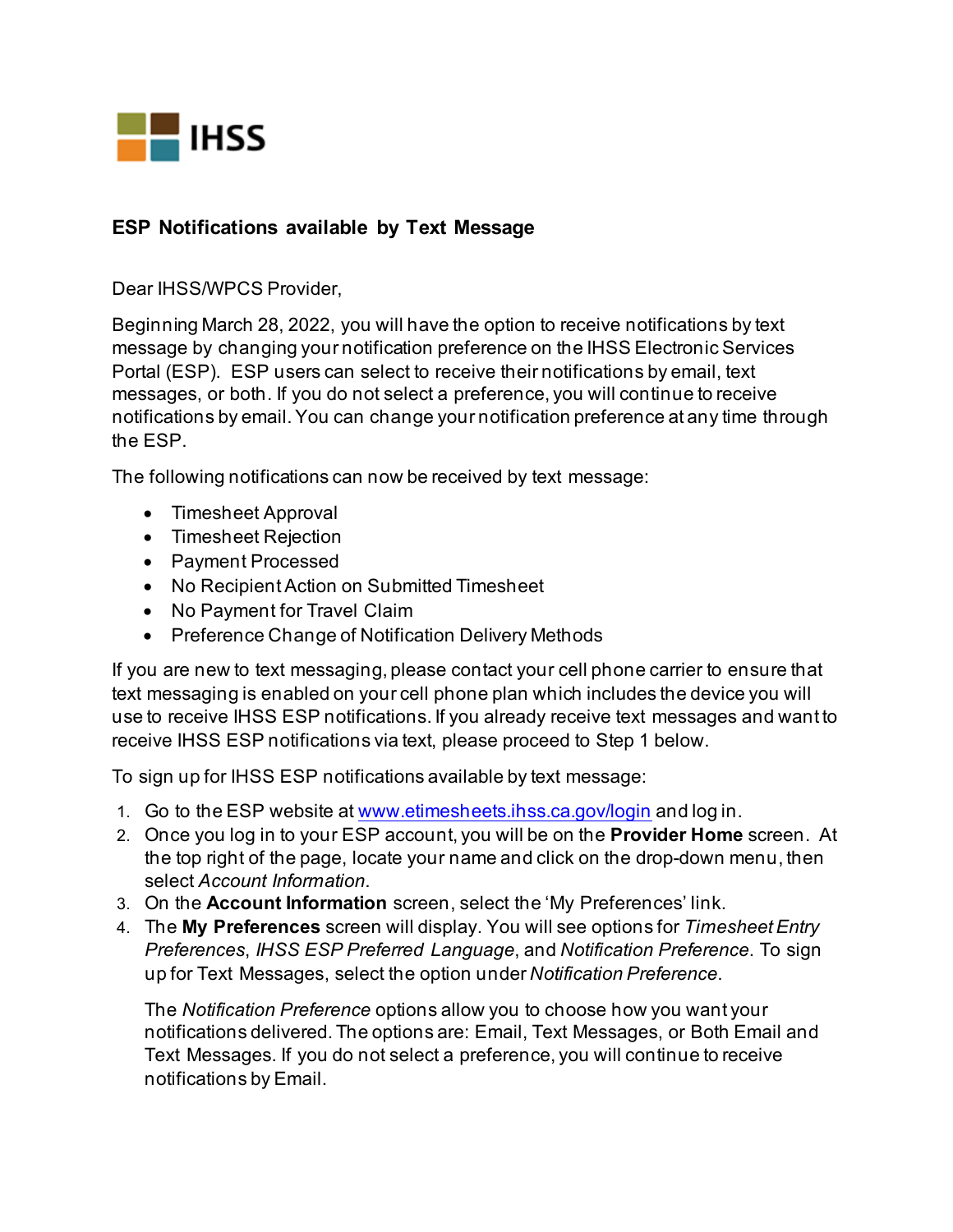IHSS

## ESP Notifications available by Text Message

Dear IHSS/WPCS Provider,

Beginning March 28, 2022, you will have the option to receive notifications by text message by changing your notification preference on the IHSS Electronic Services Portal (ESP). ESP users can select to receive their notifications by email, text messages, or both. If you do not select a preference, you will continue to receive notifications by email. You can change your notification preference at any time through the ESP.

The following notifications can now be received by text message:

- Timesheet Approval
- Timesheet Rejection
- Payment Processed
- No Recipient Action on Submitted Timesheet
- No Payment for Travel Claim
- Preference Change of Notification Delivery Methods

If you are new to text messaging, please contact your cell phone carrier to ensure that text messaging is enabled on your cell phone plan which includes the device you will use to receive IHSS ESP notifications. If you already receive text messages and want to receive IHSS ESP notifications via text, please proceed to Step 1 below.

To sign up for IHSS ESP notifications available by text message:

1. Go to the ESP website at [www.etimesheets.ihss.ca.gov/login](www.etimesheets.ihss.ca.gov/login) and log in.
2. Once you log in to your ESP account, you will be on the **Provider Home** screen. At the top right of the page, locate your name and click on the drop-down menu, then select *Account Information*.
3. On the **Account Information** screen, select the 'My Preferences' link.
4. The **My Preferences** screen will display. You will see options for *Timesheet Entry Preferences*, *IHSS ESP Preferred Language*, and *Notification Preference*. To sign up for Text Messages, select the option under *Notification Preference*.

   The *Notification Preference* options allow you to choose how you want your notifications delivered. The options are: Email, Text Messages, or Both Email and Text Messages. If you do not select a preference, you will continue to receive notifications by Email.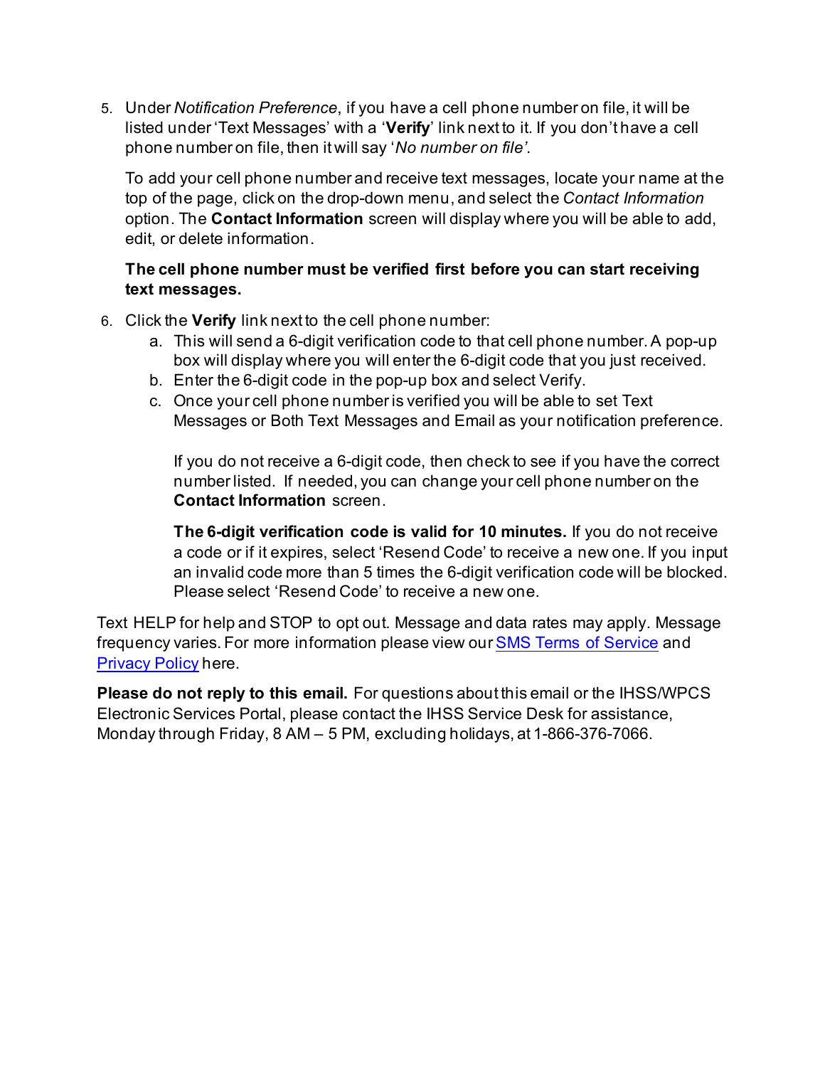5. Under *Notification Preference*, if you have a cell phone number on file, it will be listed under 'Text Messages' with a '**Verify**' link next to it. If you don't have a cell phone number on file, then it will say '*No number on file'*.

   To add your cell phone number and receive text messages, locate your name at the top of the page, click on the drop-down menu, and select the *Contact Information* option. The **Contact Information** screen will display where you will be able to add, edit, or delete information.

   **The cell phone number must be verified first before you can start receiving text messages.**

6. Click the **Verify** link next to the cell phone number:
   a. This will send a 6-digit verification code to that cell phone number. A pop-up box will display where you will enter the 6-digit code that you just received.
   b. Enter the 6-digit code in the pop-up box and select Verify.
   c. Once your cell phone number is verified you will be able to set Text Messages or Both Text Messages and Email as your notification preference.

      If you do not receive a 6-digit code, then check to see if you have the correct number listed. If needed, you can change your cell phone number on the **Contact Information** screen.

      **The 6-digit verification code is valid for 10 minutes.** If you do not receive a code or if it expires, select 'Resend Code' to receive a new one. If you input an invalid code more than 5 times the 6-digit verification code will be blocked. Please select 'Resend Code' to receive a new one.

Text HELP for help and STOP to opt out. Message and data rates may apply. Message frequency varies. For more information please view our SMS Terms of Service and Privacy Policy here.

**Please do not reply to this email.** For questions about this email or the IHSS/WPCS Electronic Services Portal, please contact the IHSS Service Desk for assistance, Monday through Friday, 8 AM – 5 PM, excluding holidays, at 1-866-376-7066.